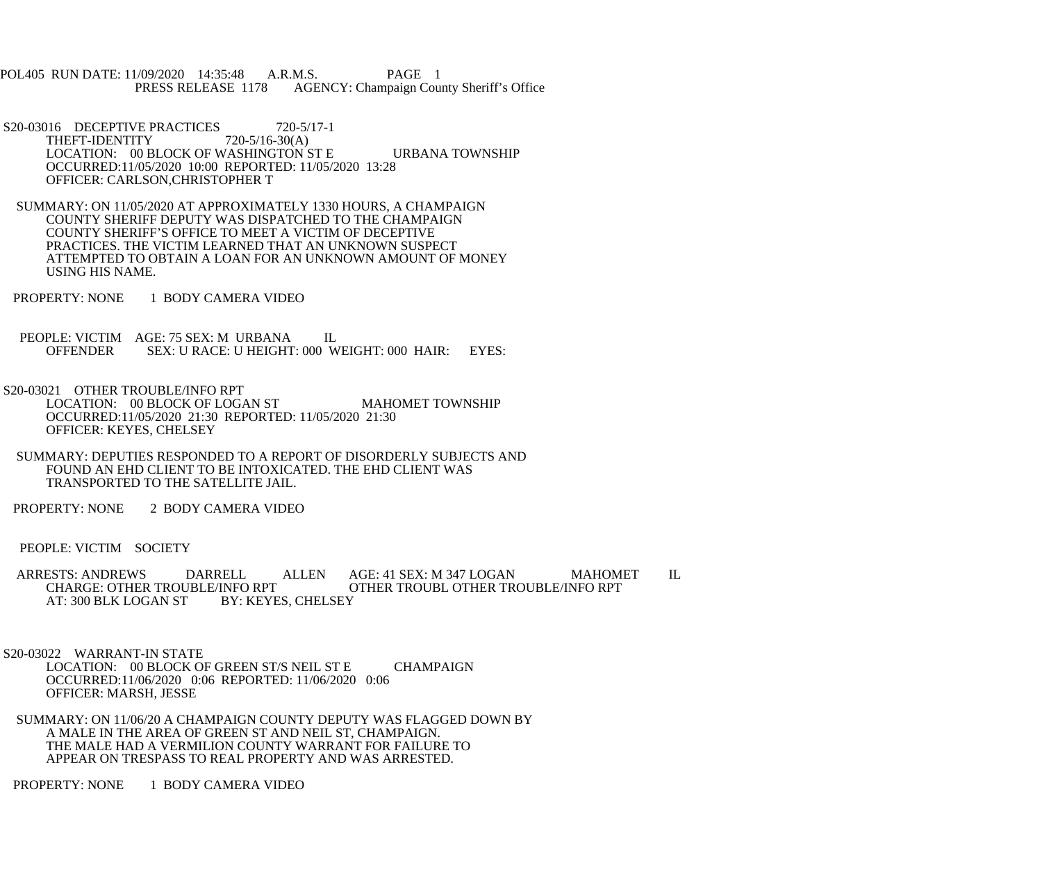POL405 RUN DATE: 11/09/2020 14:35:48 A.R.M.S. PAGE 1
PRESS RELEASE 1178 AGENCY: Champaign County Sheriff's Office

S20-03016 DECEPTIVE PRACTICES 720-5/17-1
THEFT-IDENTITY 720-5/16-30(A)
LOCATION: 00 BLOCK OF WASHINGTON ST E URBANA TOWNSHIP
OCCURRED:11/05/2020 10:00 REPORTED: 11/05/2020 13:28
OFFICER: CARLSON,CHRISTOPHER T

SUMMARY: ON 11/05/2020 AT APPROXIMATELY 1330 HOURS, A CHAMPAIGN COUNTY SHERIFF DEPUTY WAS DISPATCHED TO THE CHAMPAIGN COUNTY SHERIFF'S OFFICE TO MEET A VICTIM OF DECEPTIVE PRACTICES. THE VICTIM LEARNED THAT AN UNKNOWN SUSPECT ATTEMPTED TO OBTAIN A LOAN FOR AN UNKNOWN AMOUNT OF MONEY USING HIS NAME.

PROPERTY: NONE 1 BODY CAMERA VIDEO

PEOPLE: VICTIM AGE: 75 SEX: M URBANA IL
OFFENDER SEX: U RACE: U HEIGHT: 000 WEIGHT: 000 HAIR: EYES:

S20-03021 OTHER TROUBLE/INFO RPT
LOCATION: 00 BLOCK OF LOGAN ST MAHOMET TOWNSHIP
OCCURRED:11/05/2020 21:30 REPORTED: 11/05/2020 21:30
OFFICER: KEYES, CHELSEY

SUMMARY: DEPUTIES RESPONDED TO A REPORT OF DISORDERLY SUBJECTS AND FOUND AN EHD CLIENT TO BE INTOXICATED. THE EHD CLIENT WAS TRANSPORTED TO THE SATELLITE JAIL.

PROPERTY: NONE 2 BODY CAMERA VIDEO

PEOPLE: VICTIM SOCIETY

ARRESTS: ANDREWS DARRELL ALLEN AGE: 41 SEX: M 347 LOGAN MAHOMET IL
CHARGE: OTHER TROUBLE/INFO RPT OTHER TROUBL OTHER TROUBLE/INFO RPT
AT: 300 BLK LOGAN ST BY: KEYES, CHELSEY

S20-03022 WARRANT-IN STATE
LOCATION: 00 BLOCK OF GREEN ST/S NEIL ST E CHAMPAIGN
OCCURRED:11/06/2020 0:06 REPORTED: 11/06/2020 0:06
OFFICER: MARSH, JESSE

SUMMARY: ON 11/06/20 A CHAMPAIGN COUNTY DEPUTY WAS FLAGGED DOWN BY A MALE IN THE AREA OF GREEN ST AND NEIL ST, CHAMPAIGN. THE MALE HAD A VERMILION COUNTY WARRANT FOR FAILURE TO APPEAR ON TRESPASS TO REAL PROPERTY AND WAS ARRESTED.

PROPERTY: NONE 1 BODY CAMERA VIDEO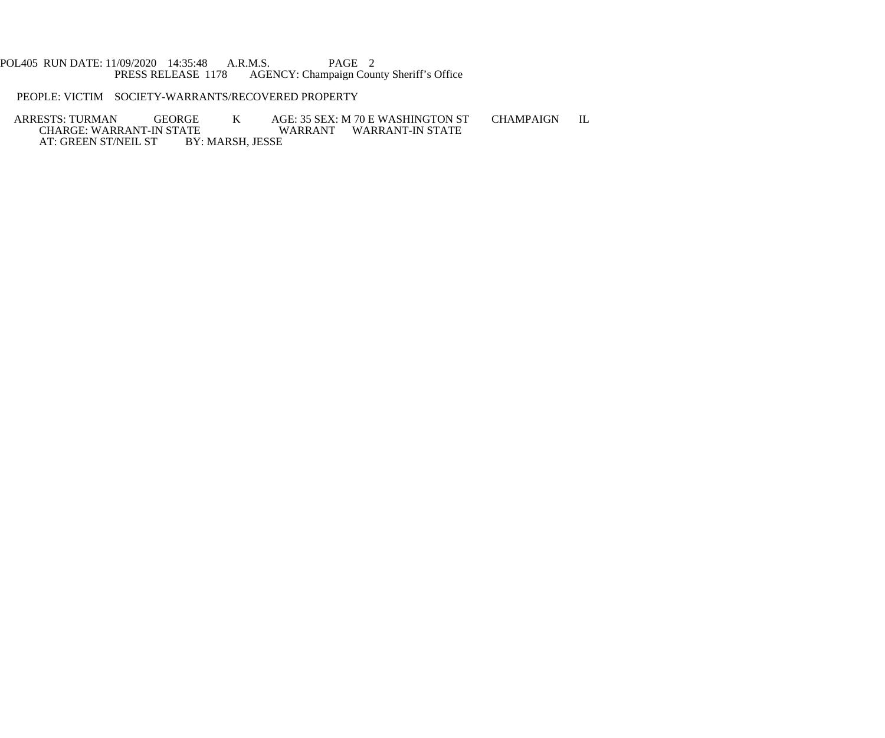POL405 RUN DATE: 11/09/2020 14:35:48 A.R.M.S. PAGE 2
PRESS RELEASE 1178 AGENCY: Champaign County Sheriff's Office

PEOPLE: VICTIM SOCIETY-WARRANTS/RECOVERED PROPERTY

ARRESTS: TURMAN GEORGE K AGE: 35 SEX: M 70 E WASHINGTON ST CHAMPAIGN IL
CHARGE: WARRANT-IN STATE WARRANT WARRANT-IN STATE
AT: GREEN ST/NEIL ST BY: MARSH, JESSE